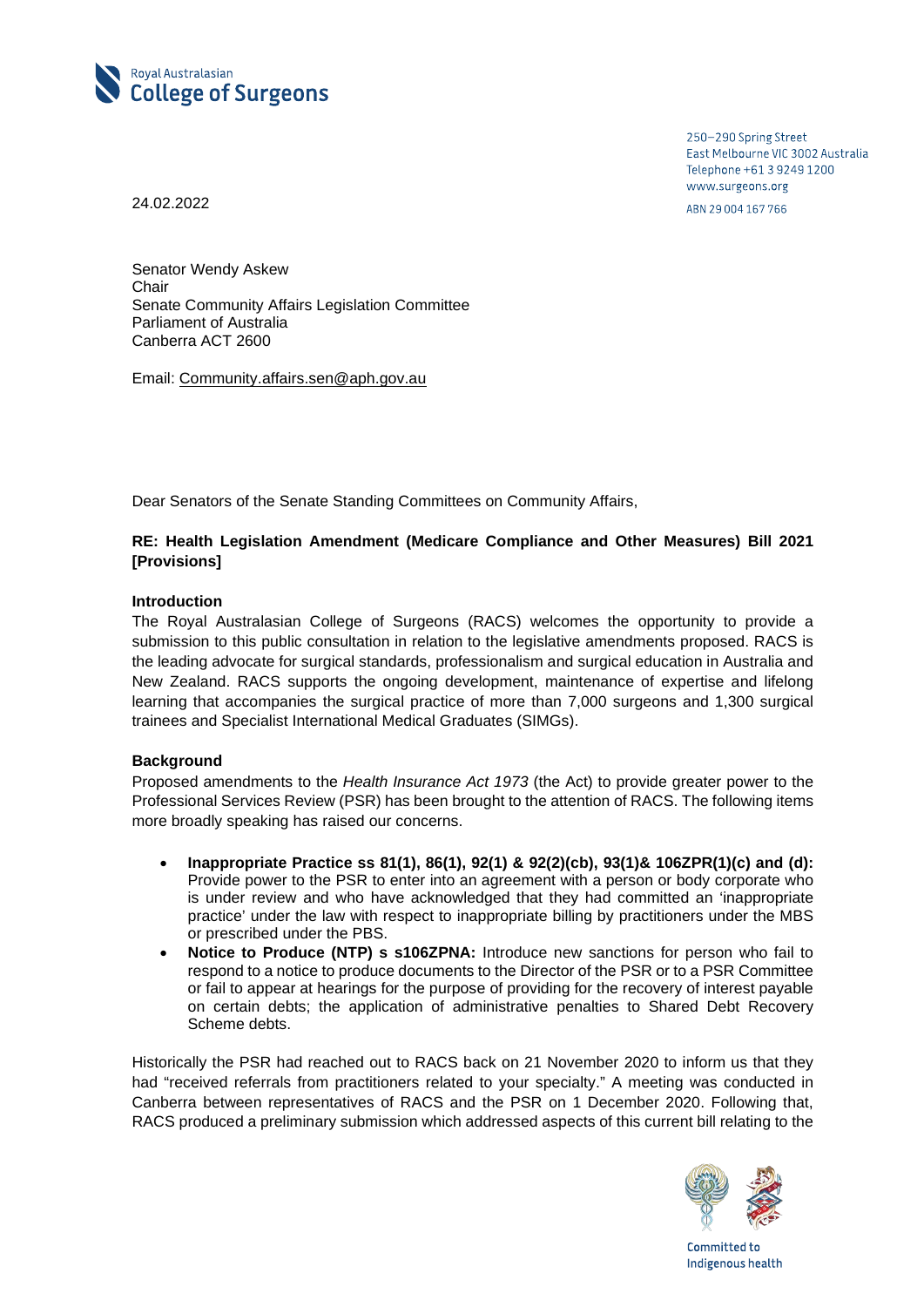Royal Australasian
**College of Surgeons**

250–290 Spring Street
East Melbourne VIC 3002 Australia
Telephone +61 3 9249 1200
www.surgeons.org
ABN 29 004 167 766

24.02.2022

Senator Wendy Askew
Chair
Senate Community Affairs Legislation Committee
Parliament of Australia
Canberra ACT 2600

Email: Community.affairs.sen@aph.gov.au

Dear Senators of the Senate Standing Committees on Community Affairs,

**RE: Health Legislation Amendment (Medicare Compliance and Other Measures) Bill 2021 [Provisions]**

**Introduction**

The Royal Australasian College of Surgeons (RACS) welcomes the opportunity to provide a submission to this public consultation in relation to the legislative amendments proposed. RACS is the leading advocate for surgical standards, professionalism and surgical education in Australia and New Zealand. RACS supports the ongoing development, maintenance of expertise and lifelong learning that accompanies the surgical practice of more than 7,000 surgeons and 1,300 surgical trainees and Specialist International Medical Graduates (SIMGs).

**Background**

Proposed amendments to the *Health Insurance Act 1973* (the Act) to provide greater power to the Professional Services Review (PSR) has been brought to the attention of RACS. The following items more broadly speaking has raised our concerns.

- **Inappropriate Practice ss 81(1), 86(1), 92(1) & 92(2)(cb), 93(1)& 106ZPR(1)(c) and (d):** Provide power to the PSR to enter into an agreement with a person or body corporate who is under review and who have acknowledged that they had committed an 'inappropriate practice' under the law with respect to inappropriate billing by practitioners under the MBS or prescribed under the PBS.
- **Notice to Produce (NTP) s s106ZPNA:** Introduce new sanctions for person who fail to respond to a notice to produce documents to the Director of the PSR or to a PSR Committee or fail to appear at hearings for the purpose of providing for the recovery of interest payable on certain debts; the application of administrative penalties to Shared Debt Recovery Scheme debts.

Historically the PSR had reached out to RACS back on 21 November 2020 to inform us that they had "received referrals from practitioners related to your specialty." A meeting was conducted in Canberra between representatives of RACS and the PSR on 1 December 2020. Following that, RACS produced a preliminary submission which addressed aspects of this current bill relating to the

Committed to
Indigenous health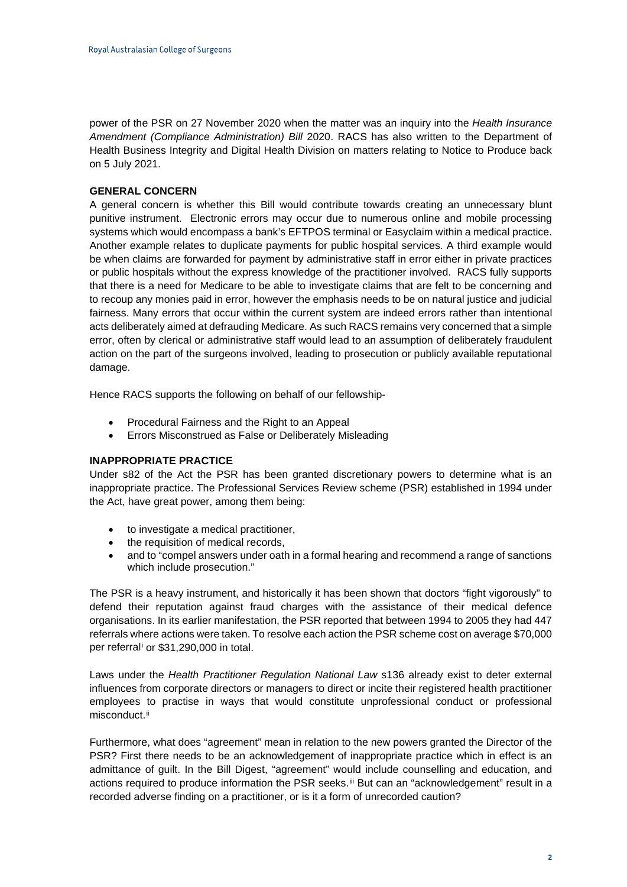power of the PSR on 27 November 2020 when the matter was an inquiry into the *Health Insurance Amendment (Compliance Administration) Bill* 2020. RACS has also written to the Department of Health Business Integrity and Digital Health Division on matters relating to Notice to Produce back on 5 July 2021.

**GENERAL CONCERN**

A general concern is whether this Bill would contribute towards creating an unnecessary blunt punitive instrument. Electronic errors may occur due to numerous online and mobile processing systems which would encompass a bank's EFTPOS terminal or Easyclaim within a medical practice. Another example relates to duplicate payments for public hospital services. A third example would be when claims are forwarded for payment by administrative staff in error either in private practices or public hospitals without the express knowledge of the practitioner involved. RACS fully supports that there is a need for Medicare to be able to investigate claims that are felt to be concerning and to recoup any monies paid in error, however the emphasis needs to be on natural justice and judicial fairness. Many errors that occur within the current system are indeed errors rather than intentional acts deliberately aimed at defrauding Medicare. As such RACS remains very concerned that a simple error, often by clerical or administrative staff would lead to an assumption of deliberately fraudulent action on the part of the surgeons involved, leading to prosecution or publicly available reputational damage.

Hence RACS supports the following on behalf of our fellowship-

- Procedural Fairness and the Right to an Appeal
- Errors Misconstrued as False or Deliberately Misleading

**INAPPROPRIATE PRACTICE**

Under s82 of the Act the PSR has been granted discretionary powers to determine what is an inappropriate practice. The Professional Services Review scheme (PSR) established in 1994 under the Act, have great power, among them being:

- to investigate a medical practitioner,
- the requisition of medical records,
- and to "compel answers under oath in a formal hearing and recommend a range of sanctions which include prosecution."

The PSR is a heavy instrument, and historically it has been shown that doctors "fight vigorously" to defend their reputation against fraud charges with the assistance of their medical defence organisations. In its earlier manifestation, the PSR reported that between 1994 to 2005 they had 447 referrals where actions were taken. To resolve each action the PSR scheme cost on average $70,000 per referral[i] or $31,290,000 in total.

Laws under the *Health Practitioner Regulation National Law* s136 already exist to deter external influences from corporate directors or managers to direct or incite their registered health practitioner employees to practise in ways that would constitute unprofessional conduct or professional misconduct.[ii]

Furthermore, what does "agreement" mean in relation to the new powers granted the Director of the PSR? First there needs to be an acknowledgement of inappropriate practice which in effect is an admittance of guilt. In the Bill Digest, "agreement" would include counselling and education, and actions required to produce information the PSR seeks.[iii] But can an "acknowledgement" result in a recorded adverse finding on a practitioner, or is it a form of unrecorded caution?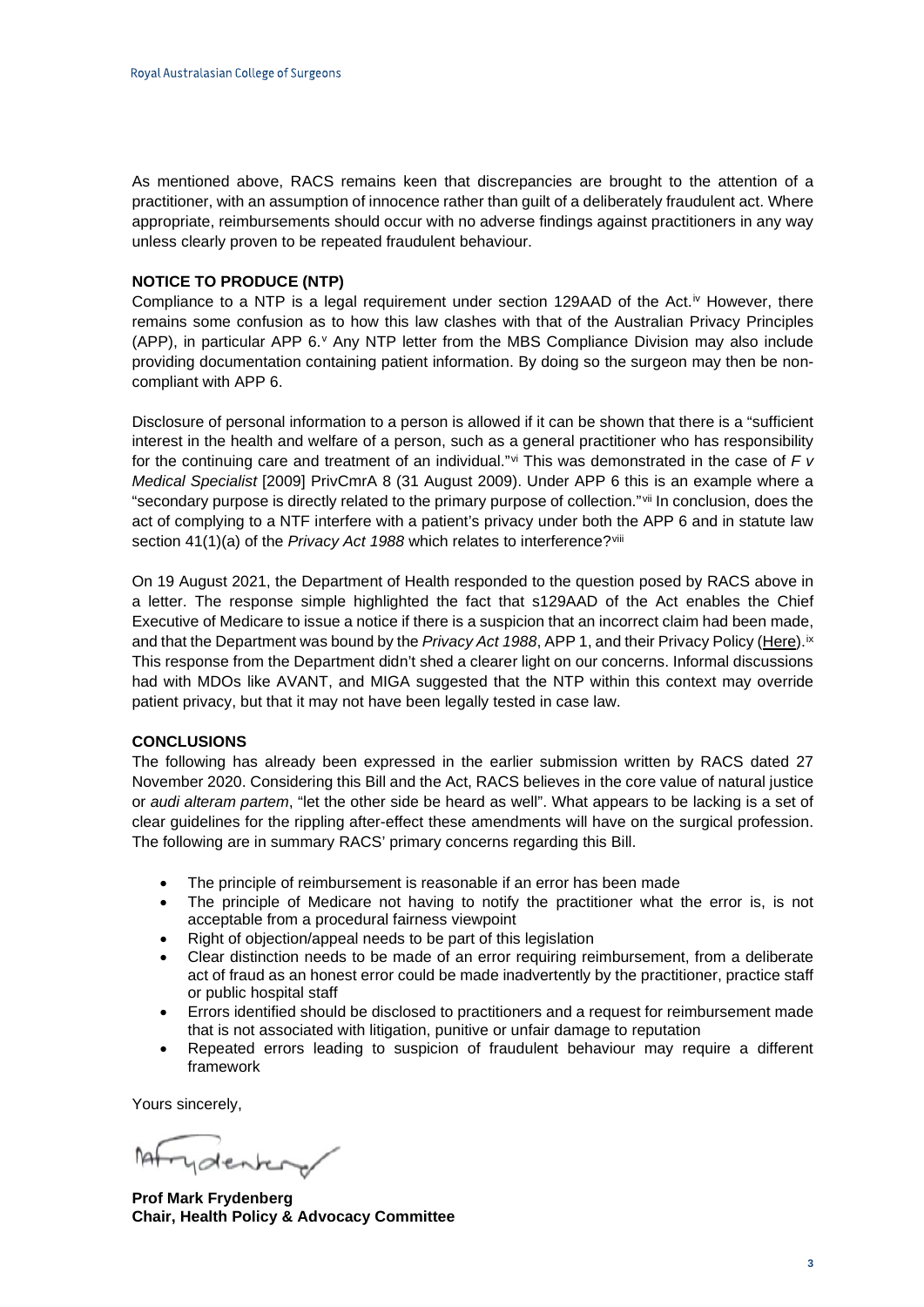As mentioned above, RACS remains keen that discrepancies are brought to the attention of a practitioner, with an assumption of innocence rather than guilt of a deliberately fraudulent act. Where appropriate, reimbursements should occur with no adverse findings against practitioners in any way unless clearly proven to be repeated fraudulent behaviour.

**NOTICE TO PRODUCE (NTP)**

Compliance to a NTP is a legal requirement under section 129AAD of the Act.[iv] However, there remains some confusion as to how this law clashes with that of the Australian Privacy Principles (APP), in particular APP 6.[v] Any NTP letter from the MBS Compliance Division may also include providing documentation containing patient information. By doing so the surgeon may then be non-compliant with APP 6.

Disclosure of personal information to a person is allowed if it can be shown that there is a "sufficient interest in the health and welfare of a person, such as a general practitioner who has responsibility for the continuing care and treatment of an individual."[vi] This was demonstrated in the case of *F v Medical Specialist* [2009] PrivCmrA 8 (31 August 2009). Under APP 6 this is an example where a "secondary purpose is directly related to the primary purpose of collection."[vii] In conclusion, does the act of complying to a NTF interfere with a patient's privacy under both the APP 6 and in statute law section 41(1)(a) of the *Privacy Act 1988* which relates to interference?[viii]

On 19 August 2021, the Department of Health responded to the question posed by RACS above in a letter. The response simple highlighted the fact that s129AAD of the Act enables the Chief Executive of Medicare to issue a notice if there is a suspicion that an incorrect claim had been made, and that the Department was bound by the *Privacy Act 1988*, APP 1, and their Privacy Policy (Here).[ix] This response from the Department didn't shed a clearer light on our concerns. Informal discussions had with MDOs like AVANT, and MIGA suggested that the NTP within this context may override patient privacy, but that it may not have been legally tested in case law.

**CONCLUSIONS**

The following has already been expressed in the earlier submission written by RACS dated 27 November 2020. Considering this Bill and the Act, RACS believes in the core value of natural justice or *audi alteram partem*, "let the other side be heard as well". What appears to be lacking is a set of clear guidelines for the rippling after-effect these amendments will have on the surgical profession. The following are in summary RACS' primary concerns regarding this Bill.

- The principle of reimbursement is reasonable if an error has been made
- The principle of Medicare not having to notify the practitioner what the error is, is not acceptable from a procedural fairness viewpoint
- Right of objection/appeal needs to be part of this legislation
- Clear distinction needs to be made of an error requiring reimbursement, from a deliberate act of fraud as an honest error could be made inadvertently by the practitioner, practice staff or public hospital staff
- Errors identified should be disclosed to practitioners and a request for reimbursement made that is not associated with litigation, punitive or unfair damage to reputation
- Repeated errors leading to suspicion of fraudulent behaviour may require a different framework

Yours sincerely,

**Prof Mark Frydenberg**
**Chair, Health Policy & Advocacy Committee**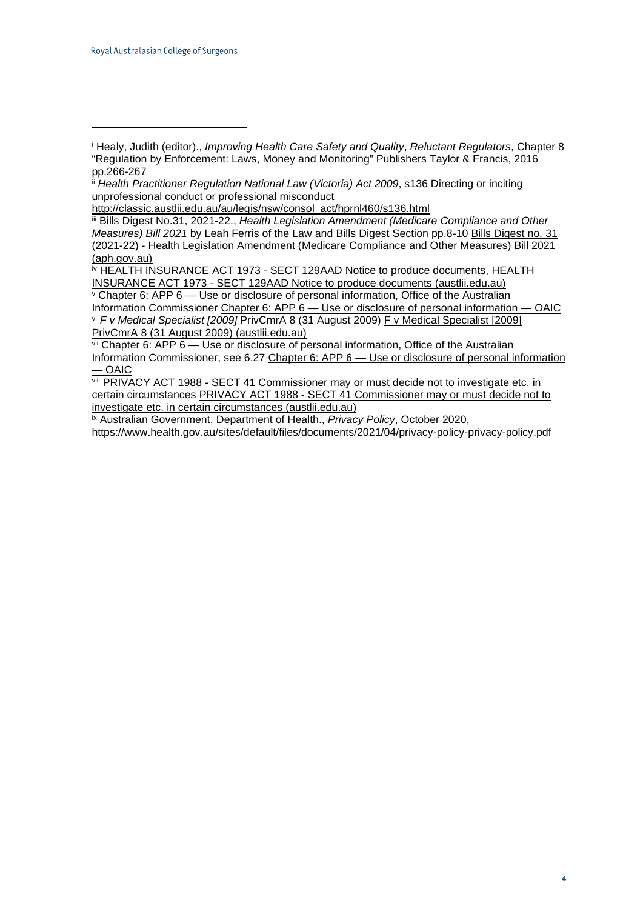[i] Healy, Judith (editor)., *Improving Health Care Safety and Quality*, *Reluctant Regulators*, Chapter 8 "Regulation by Enforcement: Laws, Money and Monitoring" Publishers Taylor & Francis, 2016 pp.266-267

[ii] *Health Practitioner Regulation National Law (Victoria) Act 2009*, s136 Directing or inciting unprofessional conduct or professional misconduct http://classic.austlii.edu.au/au/legis/nsw/consol_act/hprnl460/s136.html

[iii] Bills Digest No.31, 2021-22., *Health Legislation Amendment (Medicare Compliance and Other Measures) Bill 2021* by Leah Ferris of the Law and Bills Digest Section pp.8-10 Bills Digest no. 31 (2021-22) - Health Legislation Amendment (Medicare Compliance and Other Measures) Bill 2021 (aph.gov.au)

[iv] HEALTH INSURANCE ACT 1973 - SECT 129AAD Notice to produce documents, HEALTH INSURANCE ACT 1973 - SECT 129AAD Notice to produce documents (austlii.edu.au)

[v] Chapter 6: APP 6 — Use or disclosure of personal information, Office of the Australian Information Commissioner Chapter 6: APP 6 — Use or disclosure of personal information — OAIC

[vi] *F v Medical Specialist [2009]* PrivCmrA 8 (31 August 2009) F v Medical Specialist [2009] PrivCmrA 8 (31 August 2009) (austlii.edu.au)

[vii] Chapter 6: APP 6 — Use or disclosure of personal information, Office of the Australian Information Commissioner, see 6.27 Chapter 6: APP 6 — Use or disclosure of personal information — OAIC

[viii] PRIVACY ACT 1988 - SECT 41 Commissioner may or must decide not to investigate etc. in certain circumstances PRIVACY ACT 1988 - SECT 41 Commissioner may or must decide not to investigate etc. in certain circumstances (austlii.edu.au)

[ix] Australian Government, Department of Health., *Privacy Policy*, October 2020, https://www.health.gov.au/sites/default/files/documents/2021/04/privacy-policy-privacy-policy.pdf